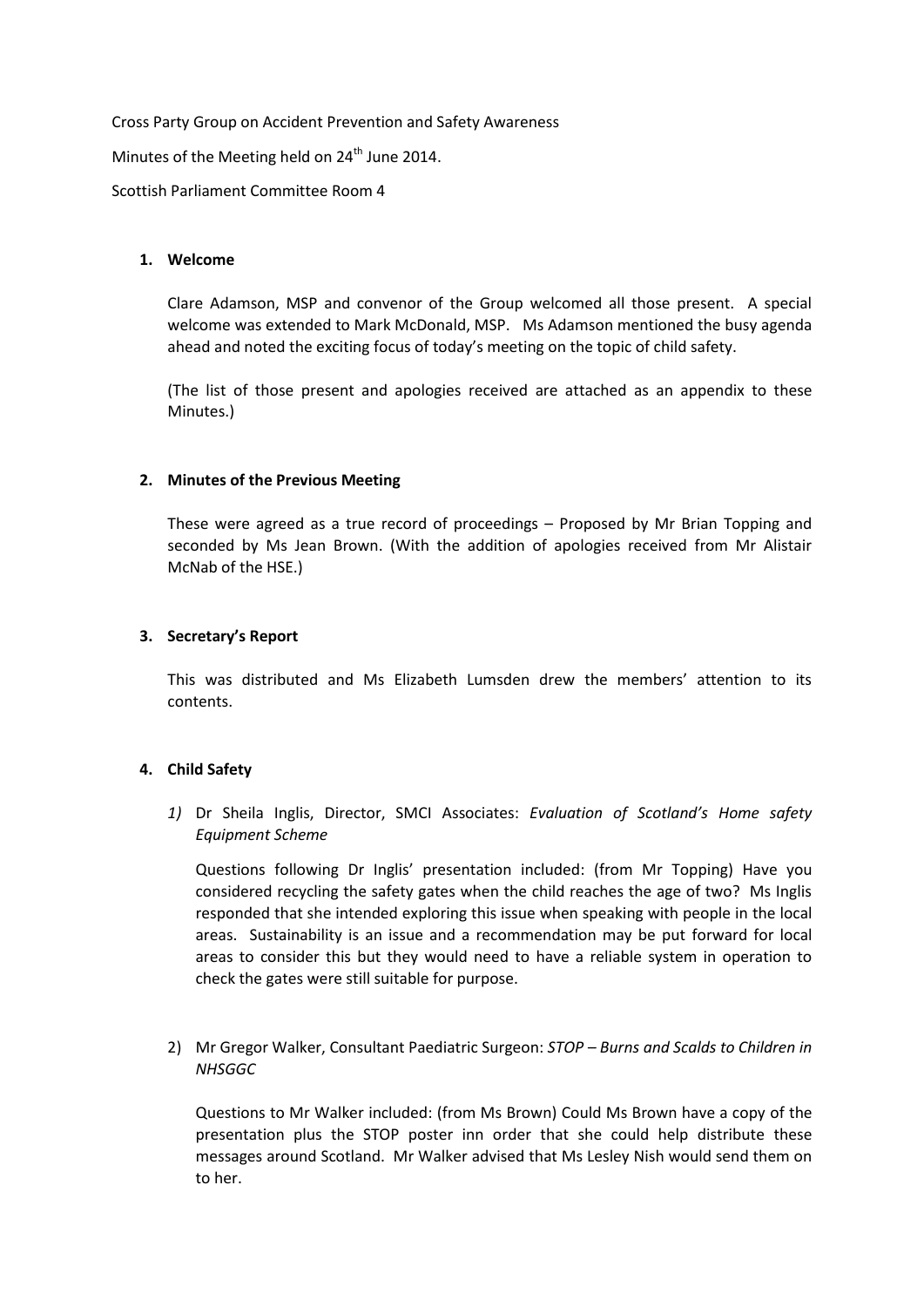Cross Party Group on Accident Prevention and Safety Awareness

Minutes of the Meeting held on 24th June 2014.

Scottish Parliament Committee Room 4

1. **Welcome**

   Clare Adamson, MSP and convenor of the Group welcomed all those present. A special welcome was extended to Mark McDonald, MSP. Ms Adamson mentioned the busy agenda ahead and noted the exciting focus of today's meeting on the topic of child safety.

   (The list of those present and apologies received are attached as an appendix to these Minutes.)

2. **Minutes of the Previous Meeting**

   These were agreed as a true record of proceedings – Proposed by Mr Brian Topping and seconded by Ms Jean Brown. (With the addition of apologies received from Mr Alistair McNab of the HSE.)

3. **Secretary's Report**

   This was distributed and Ms Elizabeth Lumsden drew the members' attention to its contents.

4. **Child Safety**

   *1)* Dr Sheila Inglis, Director, SMCI Associates: *Evaluation of Scotland's Home safety Equipment Scheme*

   Questions following Dr Inglis' presentation included: (from Mr Topping) Have you considered recycling the safety gates when the child reaches the age of two? Ms Inglis responded that she intended exploring this issue when speaking with people in the local areas. Sustainability is an issue and a recommendation may be put forward for local areas to consider this but they would need to have a reliable system in operation to check the gates were still suitable for purpose.

   2) Mr Gregor Walker, Consultant Paediatric Surgeon: *STOP – Burns and Scalds to Children in NHSGGC*

   Questions to Mr Walker included: (from Ms Brown) Could Ms Brown have a copy of the presentation plus the STOP poster inn order that she could help distribute these messages around Scotland. Mr Walker advised that Ms Lesley Nish would send them on to her.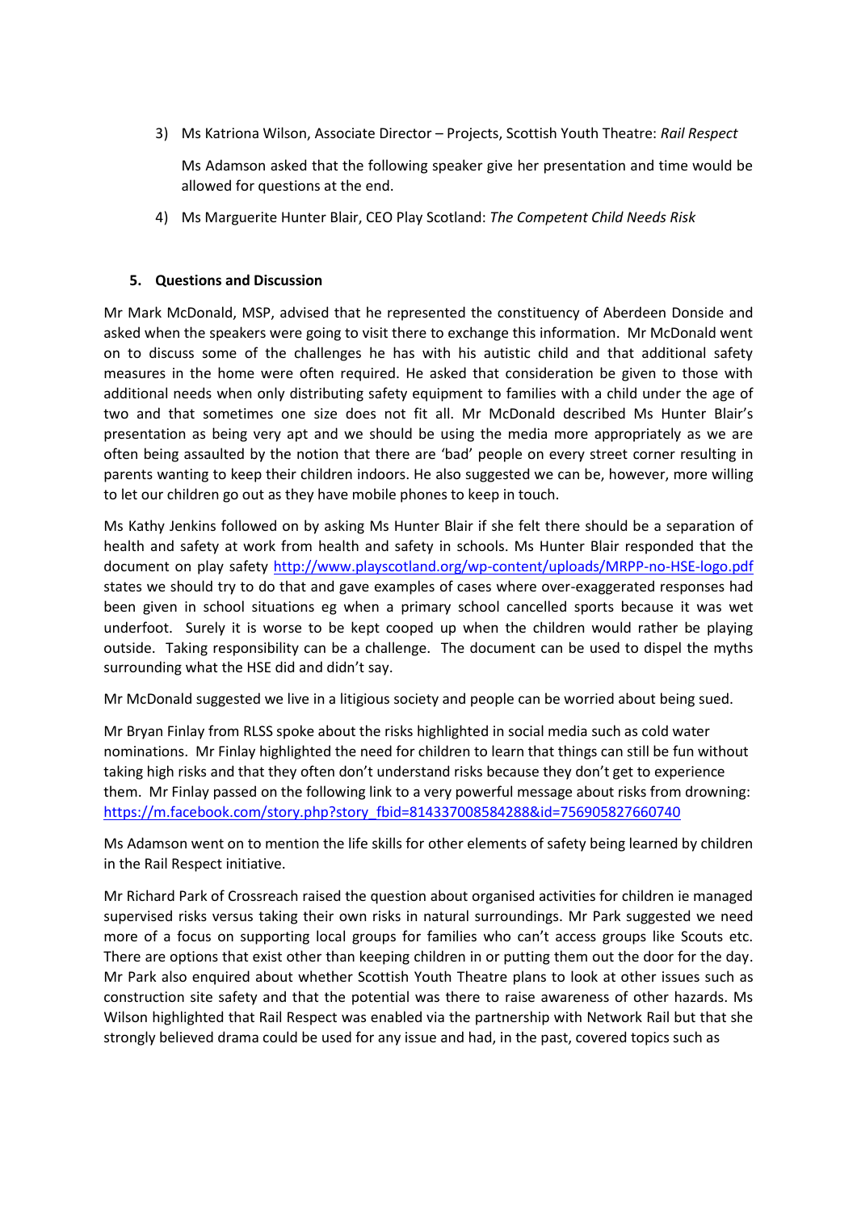3) Ms Katriona Wilson, Associate Director – Projects, Scottish Youth Theatre: *Rail Respect*

   Ms Adamson asked that the following speaker give her presentation and time would be allowed for questions at the end.

4) Ms Marguerite Hunter Blair, CEO Play Scotland: *The Competent Child Needs Risk*

### 5. Questions and Discussion

Mr Mark McDonald, MSP, advised that he represented the constituency of Aberdeen Donside and asked when the speakers were going to visit there to exchange this information. Mr McDonald went on to discuss some of the challenges he has with his autistic child and that additional safety measures in the home were often required. He asked that consideration be given to those with additional needs when only distributing safety equipment to families with a child under the age of two and that sometimes one size does not fit all. Mr McDonald described Ms Hunter Blair's presentation as being very apt and we should be using the media more appropriately as we are often being assaulted by the notion that there are 'bad' people on every street corner resulting in parents wanting to keep their children indoors. He also suggested we can be, however, more willing to let our children go out as they have mobile phones to keep in touch.

Ms Kathy Jenkins followed on by asking Ms Hunter Blair if she felt there should be a separation of health and safety at work from health and safety in schools. Ms Hunter Blair responded that the document on play safety http://www.playscotland.org/wp-content/uploads/MRPP-no-HSE-logo.pdf states we should try to do that and gave examples of cases where over-exaggerated responses had been given in school situations eg when a primary school cancelled sports because it was wet underfoot. Surely it is worse to be kept cooped up when the children would rather be playing outside. Taking responsibility can be a challenge. The document can be used to dispel the myths surrounding what the HSE did and didn't say.

Mr McDonald suggested we live in a litigious society and people can be worried about being sued.

Mr Bryan Finlay from RLSS spoke about the risks highlighted in social media such as cold water nominations. Mr Finlay highlighted the need for children to learn that things can still be fun without taking high risks and that they often don't understand risks because they don't get to experience them. Mr Finlay passed on the following link to a very powerful message about risks from drowning: https://m.facebook.com/story.php?story_fbid=814337008584288&id=756905827660740

Ms Adamson went on to mention the life skills for other elements of safety being learned by children in the Rail Respect initiative.

Mr Richard Park of Crossreach raised the question about organised activities for children ie managed supervised risks versus taking their own risks in natural surroundings. Mr Park suggested we need more of a focus on supporting local groups for families who can't access groups like Scouts etc. There are options that exist other than keeping children in or putting them out the door for the day. Mr Park also enquired about whether Scottish Youth Theatre plans to look at other issues such as construction site safety and that the potential was there to raise awareness of other hazards. Ms Wilson highlighted that Rail Respect was enabled via the partnership with Network Rail but that she strongly believed drama could be used for any issue and had, in the past, covered topics such as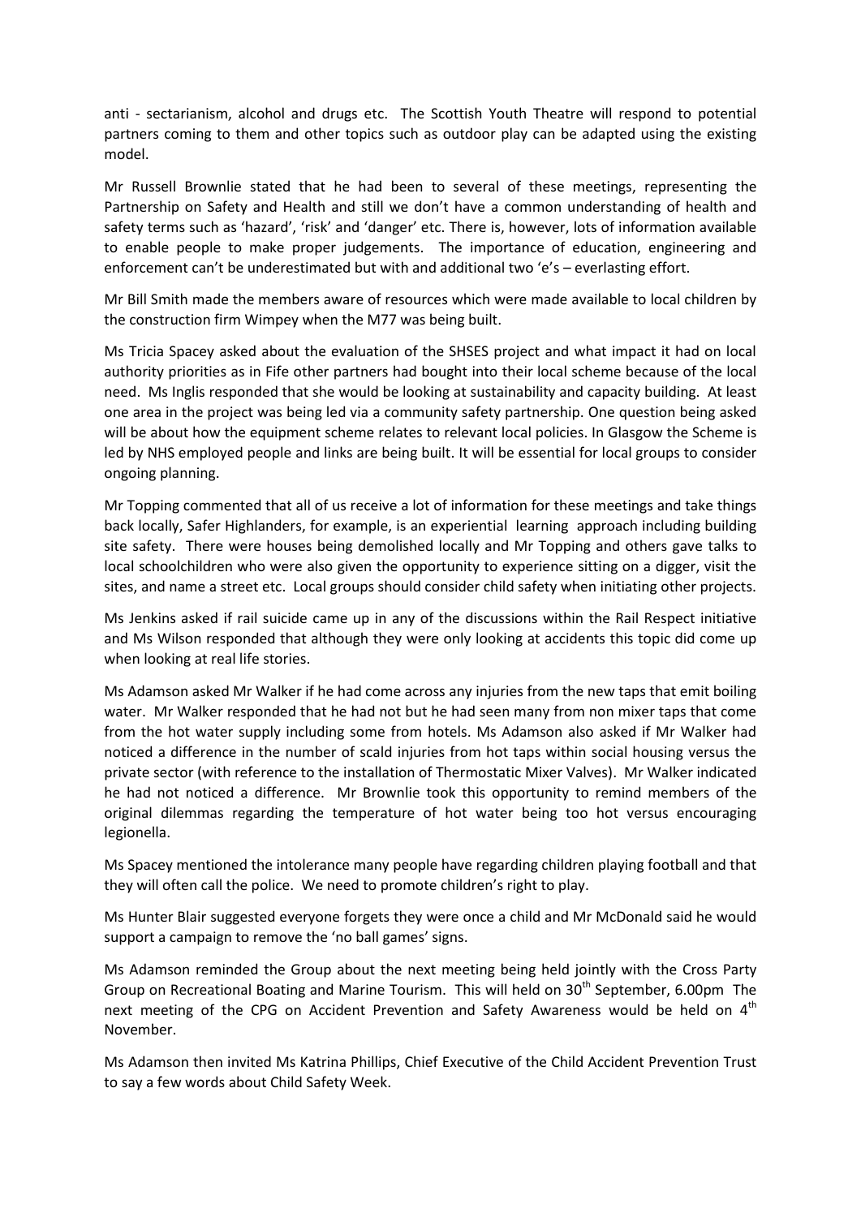anti - sectarianism, alcohol and drugs etc. The Scottish Youth Theatre will respond to potential partners coming to them and other topics such as outdoor play can be adapted using the existing model.

Mr Russell Brownlie stated that he had been to several of these meetings, representing the Partnership on Safety and Health and still we don't have a common understanding of health and safety terms such as 'hazard', 'risk' and 'danger' etc. There is, however, lots of information available to enable people to make proper judgements. The importance of education, engineering and enforcement can't be underestimated but with and additional two 'e's – everlasting effort.

Mr Bill Smith made the members aware of resources which were made available to local children by the construction firm Wimpey when the M77 was being built.

Ms Tricia Spacey asked about the evaluation of the SHSES project and what impact it had on local authority priorities as in Fife other partners had bought into their local scheme because of the local need. Ms Inglis responded that she would be looking at sustainability and capacity building. At least one area in the project was being led via a community safety partnership. One question being asked will be about how the equipment scheme relates to relevant local policies. In Glasgow the Scheme is led by NHS employed people and links are being built. It will be essential for local groups to consider ongoing planning.

Mr Topping commented that all of us receive a lot of information for these meetings and take things back locally, Safer Highlanders, for example, is an experiential learning approach including building site safety. There were houses being demolished locally and Mr Topping and others gave talks to local schoolchildren who were also given the opportunity to experience sitting on a digger, visit the sites, and name a street etc. Local groups should consider child safety when initiating other projects.

Ms Jenkins asked if rail suicide came up in any of the discussions within the Rail Respect initiative and Ms Wilson responded that although they were only looking at accidents this topic did come up when looking at real life stories.

Ms Adamson asked Mr Walker if he had come across any injuries from the new taps that emit boiling water. Mr Walker responded that he had not but he had seen many from non mixer taps that come from the hot water supply including some from hotels. Ms Adamson also asked if Mr Walker had noticed a difference in the number of scald injuries from hot taps within social housing versus the private sector (with reference to the installation of Thermostatic Mixer Valves). Mr Walker indicated he had not noticed a difference. Mr Brownlie took this opportunity to remind members of the original dilemmas regarding the temperature of hot water being too hot versus encouraging legionella.

Ms Spacey mentioned the intolerance many people have regarding children playing football and that they will often call the police. We need to promote children's right to play.

Ms Hunter Blair suggested everyone forgets they were once a child and Mr McDonald said he would support a campaign to remove the 'no ball games' signs.

Ms Adamson reminded the Group about the next meeting being held jointly with the Cross Party Group on Recreational Boating and Marine Tourism. This will held on 30th September, 6.00pm The next meeting of the CPG on Accident Prevention and Safety Awareness would be held on 4th November.

Ms Adamson then invited Ms Katrina Phillips, Chief Executive of the Child Accident Prevention Trust to say a few words about Child Safety Week.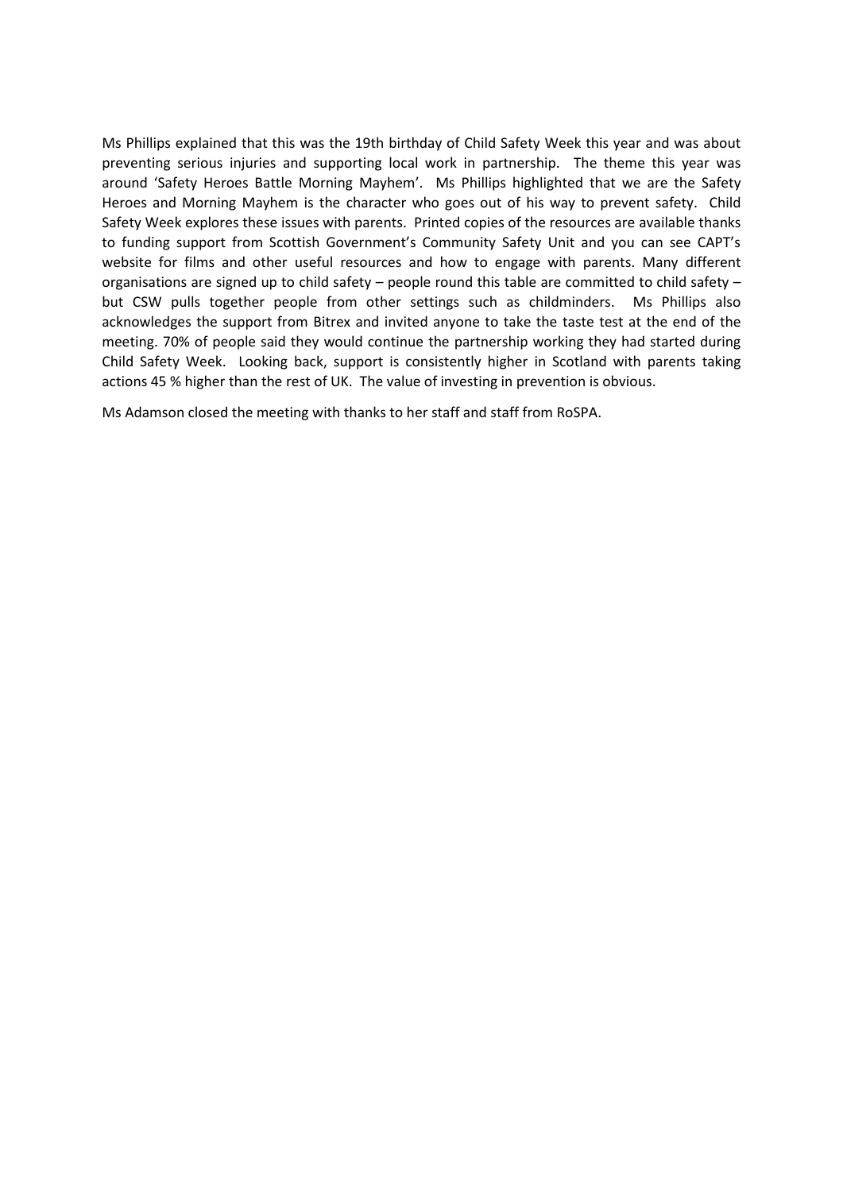Ms Phillips explained that this was the 19th birthday of Child Safety Week this year and was about preventing serious injuries and supporting local work in partnership. The theme this year was around 'Safety Heroes Battle Morning Mayhem'. Ms Phillips highlighted that we are the Safety Heroes and Morning Mayhem is the character who goes out of his way to prevent safety. Child Safety Week explores these issues with parents. Printed copies of the resources are available thanks to funding support from Scottish Government's Community Safety Unit and you can see CAPT's website for films and other useful resources and how to engage with parents. Many different organisations are signed up to child safety – people round this table are committed to child safety – but CSW pulls together people from other settings such as childminders. Ms Phillips also acknowledges the support from Bitrex and invited anyone to take the taste test at the end of the meeting. 70% of people said they would continue the partnership working they had started during Child Safety Week. Looking back, support is consistently higher in Scotland with parents taking actions 45 % higher than the rest of UK. The value of investing in prevention is obvious.

Ms Adamson closed the meeting with thanks to her staff and staff from RoSPA.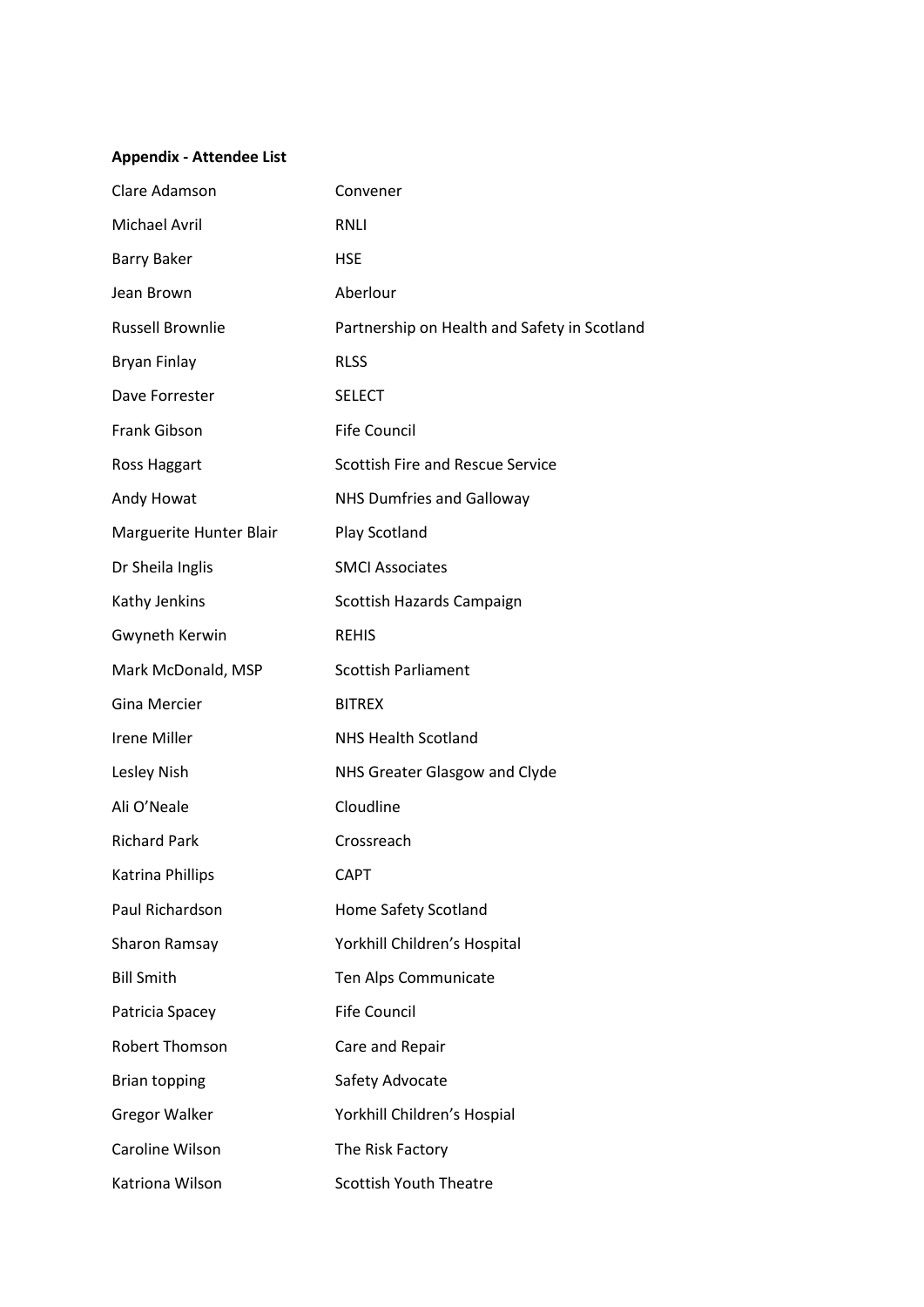**Appendix - Attendee List**

| | |
|---|---|
| Clare Adamson | Convener |
| Michael Avril | RNLI |
| Barry Baker | HSE |
| Jean Brown | Aberlour |
| Russell Brownlie | Partnership on Health and Safety in Scotland |
| Bryan Finlay | RLSS |
| Dave Forrester | SELECT |
| Frank Gibson | Fife Council |
| Ross Haggart | Scottish Fire and Rescue Service |
| Andy Howat | NHS Dumfries and Galloway |
| Marguerite Hunter Blair | Play Scotland |
| Dr Sheila Inglis | SMCI Associates |
| Kathy Jenkins | Scottish Hazards Campaign |
| Gwyneth Kerwin | REHIS |
| Mark McDonald, MSP | Scottish Parliament |
| Gina Mercier | BITREX |
| Irene Miller | NHS Health Scotland |
| Lesley Nish | NHS Greater Glasgow and Clyde |
| Ali O'Neale | Cloudline |
| Richard Park | Crossreach |
| Katrina Phillips | CAPT |
| Paul Richardson | Home Safety Scotland |
| Sharon Ramsay | Yorkhill Children's Hospital |
| Bill Smith | Ten Alps Communicate |
| Patricia Spacey | Fife Council |
| Robert Thomson | Care and Repair |
| Brian topping | Safety Advocate |
| Gregor Walker | Yorkhill Children's Hospital |
| Caroline Wilson | The Risk Factory |
| Katriona Wilson | Scottish Youth Theatre |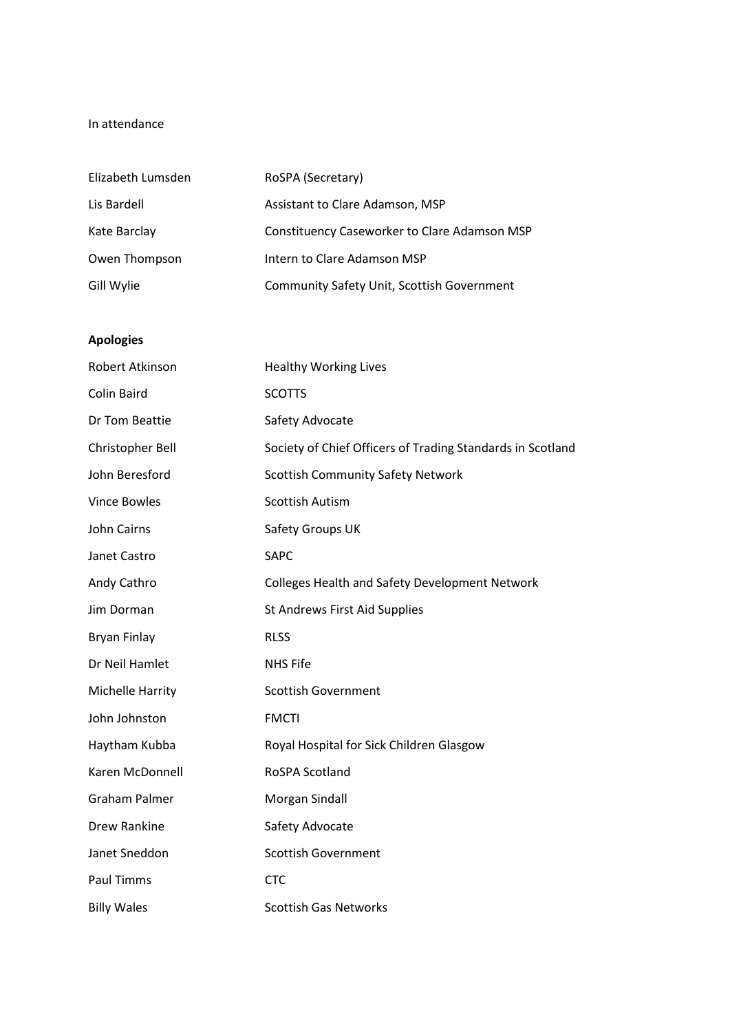In attendance

| | |
|---|---|
| Elizabeth Lumsden | RoSPA (Secretary) |
| Lis Bardell | Assistant to Clare Adamson, MSP |
| Kate Barclay | Constituency Caseworker to Clare Adamson MSP |
| Owen Thompson | Intern to Clare Adamson MSP |
| Gill Wylie | Community Safety Unit, Scottish Government |

**Apologies**

| | |
|---|---|
| Robert Atkinson | Healthy Working Lives |
| Colin Baird | SCOTTS |
| Dr Tom Beattie | Safety Advocate |
| Christopher Bell | Society of Chief Officers of Trading Standards in Scotland |
| John Beresford | Scottish Community Safety Network |
| Vince Bowles | Scottish Autism |
| John Cairns | Safety Groups UK |
| Janet Castro | SAPC |
| Andy Cathro | Colleges Health and Safety Development Network |
| Jim Dorman | St Andrews First Aid Supplies |
| Bryan Finlay | RLSS |
| Dr Neil Hamlet | NHS Fife |
| Michelle Harrity | Scottish Government |
| John Johnston | FMCTI |
| Haytham Kubba | Royal Hospital for Sick Children Glasgow |
| Karen McDonnell | RoSPA Scotland |
| Graham Palmer | Morgan Sindall |
| Drew Rankine | Safety Advocate |
| Janet Sneddon | Scottish Government |
| Paul Timms | CTC |
| Billy Wales | Scottish Gas Networks |